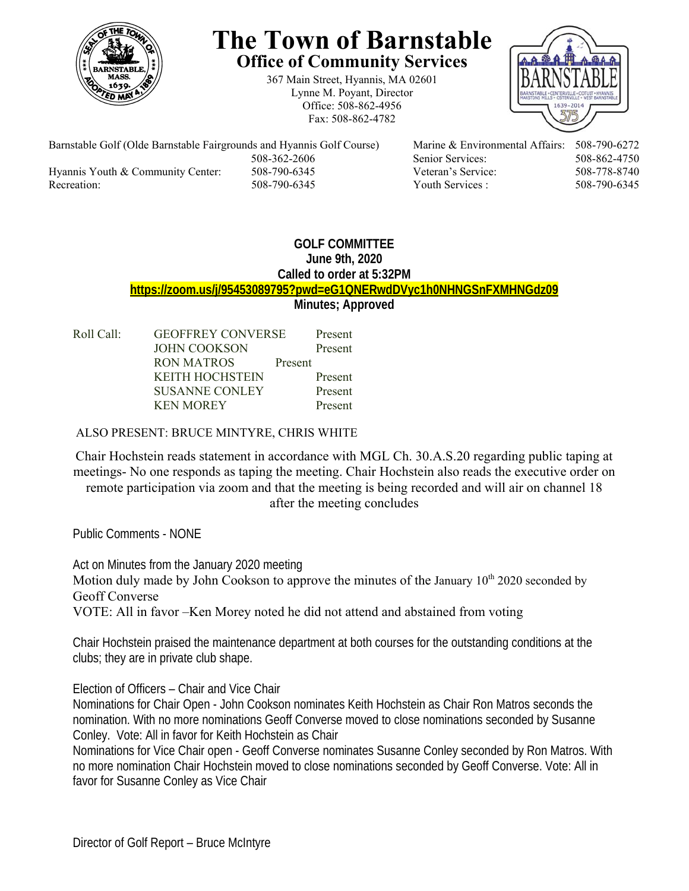# The Town of Barnstable

## Office of Community Services

367 Main Street, Hyannis, MA 02601
Lynne M. Poyant, Director
Office: 508-862-4956
Fax: 508-862-4782

| | | | |
|---|---|---|---|
| Barnstable Golf (Olde Barnstable Fairgrounds and Hyannis Golf Course) | 508-362-2606 | Marine & Environmental Affairs: | 508-790-6272 |
| | | Senior Services: | 508-862-4750 |
| Hyannis Youth & Community Center: | 508-790-6345 | Veteran's Service: | 508-778-8740 |
| Recreation: | 508-790-6345 | Youth Services : | 508-790-6345 |

**GOLF COMMITTEE**
**June 9th, 2020**
**Called to order at 5:32PM**
**https://zoom.us/j/95453089795?pwd=eG1QNERwdDVyc1h0NHNGSnFXMHNGdz09**
**Minutes; Approved**

Roll Call:

| | |
|---|---|
| GEOFFREY CONVERSE | Present |
| JOHN COOKSON | Present |
| RON MATROS | Present |
| KEITH HOCHSTEIN | Present |
| SUSANNE CONLEY | Present |
| KEN MOREY | Present |

ALSO PRESENT: BRUCE MINTYRE, CHRIS WHITE

Chair Hochstein reads statement in accordance with MGL Ch. 30.A.S.20 regarding public taping at meetings- No one responds as taping the meeting. Chair Hochstein also reads the executive order on remote participation via zoom and that the meeting is being recorded and will air on channel 18 after the meeting concludes

Public Comments - NONE

Act on Minutes from the January 2020 meeting
Motion duly made by John Cookson to approve the minutes of the January 10th 2020 seconded by Geoff Converse
VOTE: All in favor –Ken Morey noted he did not attend and abstained from voting

Chair Hochstein praised the maintenance department at both courses for the outstanding conditions at the clubs; they are in private club shape.

Election of Officers – Chair and Vice Chair
Nominations for Chair Open - John Cookson nominates Keith Hochstein as Chair Ron Matros seconds the nomination. With no more nominations Geoff Converse moved to close nominations seconded by Susanne Conley. Vote: All in favor for Keith Hochstein as Chair
Nominations for Vice Chair open - Geoff Converse nominates Susanne Conley seconded by Ron Matros. With no more nomination Chair Hochstein moved to close nominations seconded by Geoff Converse. Vote: All in favor for Susanne Conley as Vice Chair

Director of Golf Report – Bruce McIntyre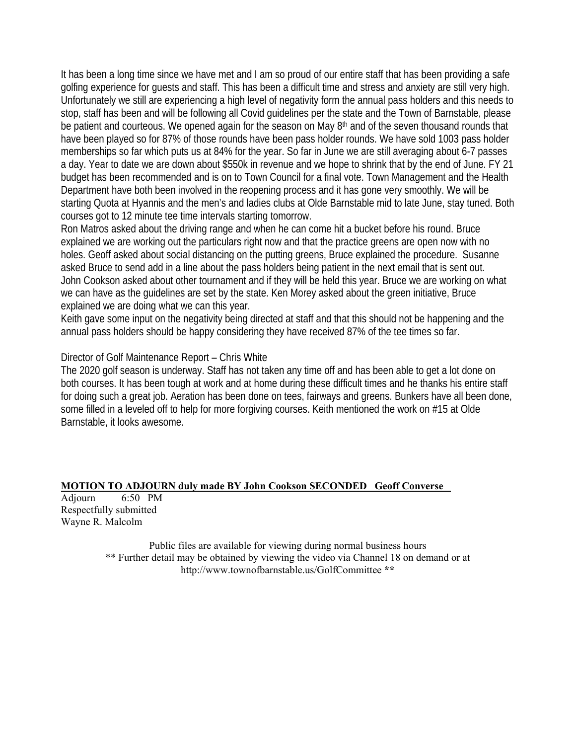It has been a long time since we have met and I am so proud of our entire staff that has been providing a safe golfing experience for guests and staff. This has been a difficult time and stress and anxiety are still very high. Unfortunately we still are experiencing a high level of negativity form the annual pass holders and this needs to stop, staff has been and will be following all Covid guidelines per the state and the Town of Barnstable, please be patient and courteous. We opened again for the season on May 8th and of the seven thousand rounds that have been played so for 87% of those rounds have been pass holder rounds. We have sold 1003 pass holder memberships so far which puts us at 84% for the year. So far in June we are still averaging about 6-7 passes a day. Year to date we are down about $550k in revenue and we hope to shrink that by the end of June. FY 21 budget has been recommended and is on to Town Council for a final vote. Town Management and the Health Department have both been involved in the reopening process and it has gone very smoothly. We will be starting Quota at Hyannis and the men's and ladies clubs at Olde Barnstable mid to late June, stay tuned. Both courses got to 12 minute tee time intervals starting tomorrow.

Ron Matros asked about the driving range and when he can come hit a bucket before his round. Bruce explained we are working out the particulars right now and that the practice greens are open now with no holes. Geoff asked about social distancing on the putting greens, Bruce explained the procedure. Susanne asked Bruce to send add in a line about the pass holders being patient in the next email that is sent out. John Cookson asked about other tournament and if they will be held this year. Bruce we are working on what we can have as the guidelines are set by the state. Ken Morey asked about the green initiative, Bruce explained we are doing what we can this year.

Keith gave some input on the negativity being directed at staff and that this should not be happening and the annual pass holders should be happy considering they have received 87% of the tee times so far.

Director of Golf Maintenance Report – Chris White

The 2020 golf season is underway. Staff has not taken any time off and has been able to get a lot done on both courses. It has been tough at work and at home during these difficult times and he thanks his entire staff for doing such a great job. Aeration has been done on tees, fairways and greens. Bunkers have all been done, some filled in a leveled off to help for more forgiving courses. Keith mentioned the work on #15 at Olde Barnstable, it looks awesome.

**MOTION TO ADJOURN duly made BY John Cookson SECONDED Geoff Converse**

Adjourn 6:50 PM

Respectfully submitted

Wayne R. Malcolm

Public files are available for viewing during normal business hours

** Further detail may be obtained by viewing the video via Channel 18 on demand or at http://www.townofbarnstable.us/GolfCommittee **